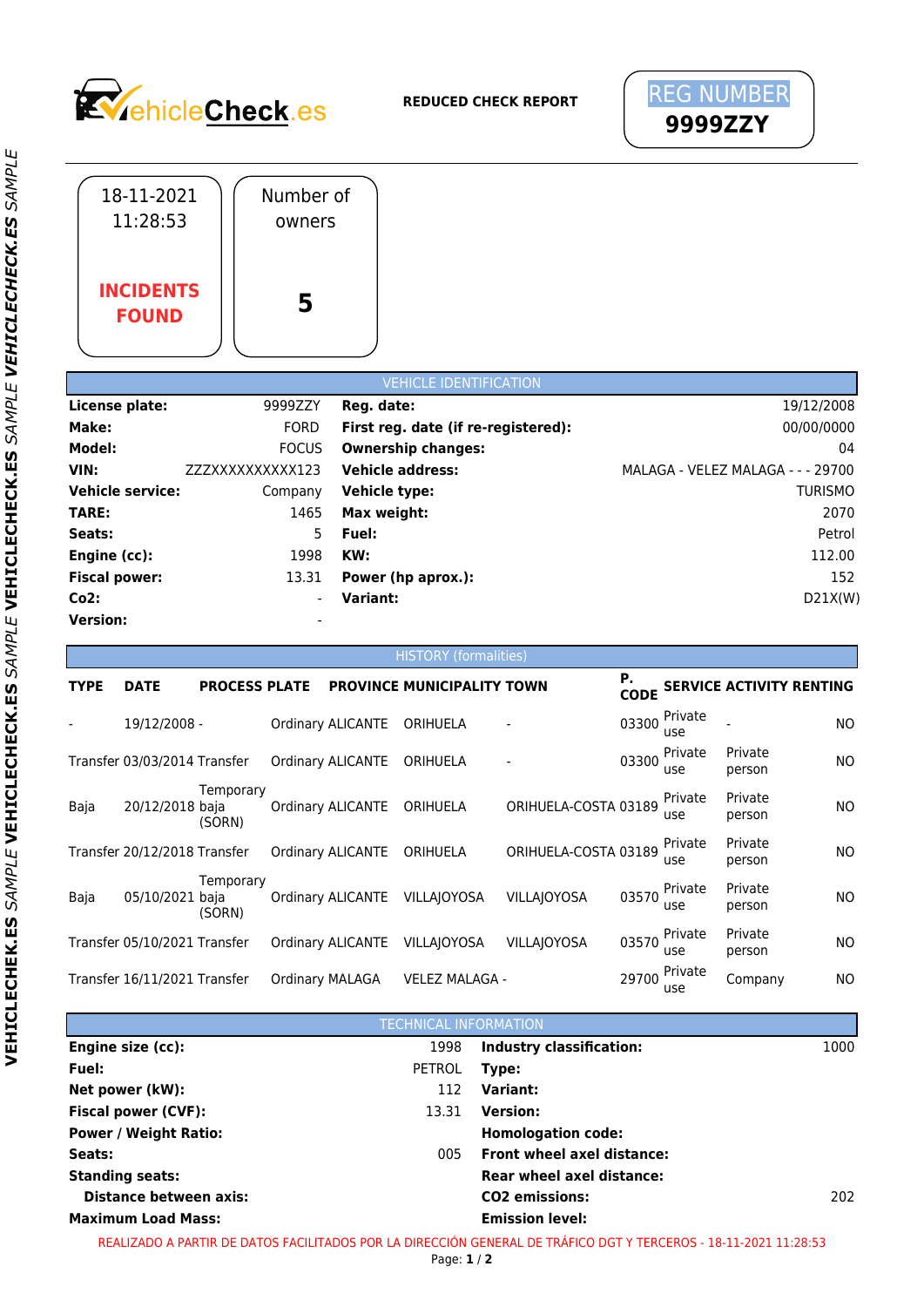VehicleCheck.es

**REDUCED CHECK REPORT**

REG NUMBER
**9999ZZY**

18-11-2021 11:28:53

**INCIDENTS FOUND**

Number of owners

**5**

## VEHICLE IDENTIFICATION

| | | | |
|---|---|---|---|
| **License plate:** | 9999ZZY | **Reg. date:** | 19/12/2008 |
| **Make:** | FORD | **First reg. date (if re-registered):** | 00/00/0000 |
| **Model:** | FOCUS | **Ownership changes:** | 04 |
| **VIN:** | ZZZXXXXXXXXXX123 | **Vehicle address:** | MALAGA - VELEZ MALAGA - - - 29700 |
| **Vehicle service:** | Company | **Vehicle type:** | TURISMO |
| **TARE:** | 1465 | **Max weight:** | 2070 |
| **Seats:** | 5 | **Fuel:** | Petrol |
| **Engine (cc):** | 1998 | **KW:** | 112.00 |
| **Fiscal power:** | 13.31 | **Power (hp aprox.):** | 152 |
| **Co2:** | - | **Variant:** | D21X(W) |
| **Version:** | - | | |

## HISTORY (formalities)

| TYPE | DATE | PROCESS | PLATE | PROVINCE | MUNICIPALITY | TOWN | P. CODE | SERVICE | ACTIVITY | RENTING |
|---|---|---|---|---|---|---|---|---|---|---|
| - | 19/12/2008 | - | Ordinary | ALICANTE | ORIHUELA | - | 03300 | Private use | - | NO |
| Transfer | 03/03/2014 | Transfer | Ordinary | ALICANTE | ORIHUELA | - | 03300 | Private use | Private person | NO |
| Baja | 20/12/2018 | Temporary baja (SORN) | Ordinary | ALICANTE | ORIHUELA | ORIHUELA-COSTA | 03189 | Private use | Private person | NO |
| Transfer | 20/12/2018 | Transfer | Ordinary | ALICANTE | ORIHUELA | ORIHUELA-COSTA | 03189 | Private use | Private person | NO |
| Baja | 05/10/2021 | Temporary baja (SORN) | Ordinary | ALICANTE | VILLAJOYOSA | VILLAJOYOSA | 03570 | Private use | Private person | NO |
| Transfer | 05/10/2021 | Transfer | Ordinary | ALICANTE | VILLAJOYOSA | VILLAJOYOSA | 03570 | Private use | Private person | NO |
| Transfer | 16/11/2021 | Transfer | Ordinary | MALAGA | VELEZ MALAGA | - | 29700 | Private use | Company | NO |

## TECHNICAL INFORMATION

| | | | |
|---|---|---|---|
| **Engine size (cc):** | 1998 | **Industry classification:** | 1000 |
| **Fuel:** | PETROL | **Type:** | |
| **Net power (kW):** | 112 | **Variant:** | |
| **Fiscal power (CVF):** | 13.31 | **Version:** | |
| **Power / Weight Ratio:** | | **Homologation code:** | |
| **Seats:** | 005 | **Front wheel axel distance:** | |
| **Standing seats:** | | **Rear wheel axel distance:** | |
| **Distance between axis:** | | **CO2 emissions:** | 202 |
| **Maximum Load Mass:** | | **Emission level:** | |

REALIZADO A PARTIR DE DATOS FACILITADOS POR LA DIRECCIÓN GENERAL DE TRÁFICO DGT Y TERCEROS - 18-11-2021 11:28:53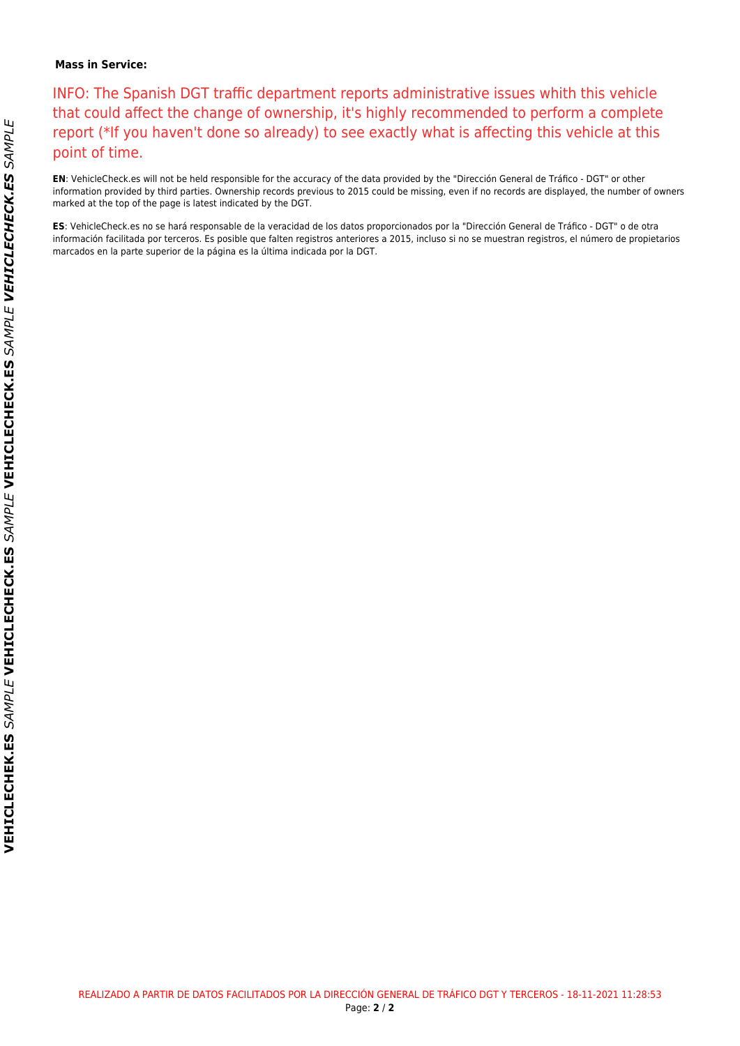**Mass in Service:**

INFO: The Spanish DGT traffic department reports administrative issues whith this vehicle that could affect the change of ownership, it's highly recommended to perform a complete report (*If you haven't done so already) to see exactly what is affecting this vehicle at this point of time.

**EN**: VehicleCheck.es will not be held responsible for the accuracy of the data provided by the "Dirección General de Tráfico - DGT" or other information provided by third parties. Ownership records previous to 2015 could be missing, even if no records are displayed, the number of owners marked at the top of the page is latest indicated by the DGT.

**ES**: VehicleCheck.es no se hará responsable de la veracidad de los datos proporcionados por la "Dirección General de Tráfico - DGT" o de otra información facilitada por terceros. Es posible que falten registros anteriores a 2015, incluso si no se muestran registros, el número de propietarios marcados en la parte superior de la página es la última indicada por la DGT.

REALIZADO A PARTIR DE DATOS FACILITADOS POR LA DIRECCIÓN GENERAL DE TRÁFICO DGT Y TERCEROS - 18-11-2021 11:28:53